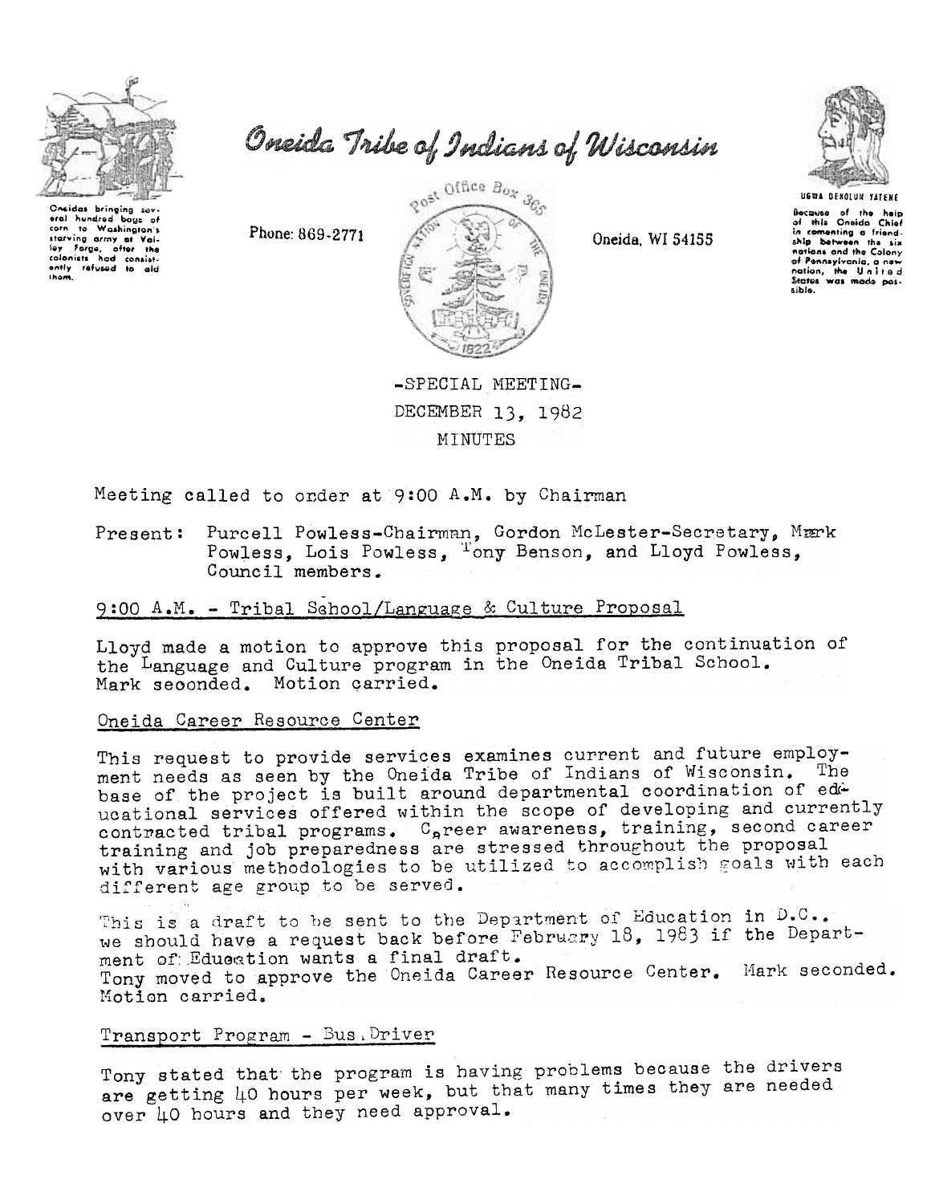# Oneida Tribe of Indians of Wisconsin

Oneidas bringing several hundred bags of corn to Washington's starving army at Valley Forge, after the colonists had consistently refused to aid them.

Phone: 869-2771

Post Office Box 365

Oneida, WI 54155

UGWA DEHOLUH YATEHE

Because of the help of this Oneida Chief in comenting a friendship between the six nations and the Colony of Pennsylvania, a new nation, the United States was made possible.

-SPECIAL MEETING-
DECEMBER 13, 1982
MINUTES

Meeting called to order at 9:00 A.M. by Chairman

Present: Purcell Powless-Chairman, Gordon McLester-Secretary, Mark Powless, Lois Powless, Tony Benson, and Lloyd Powless, Council members.

## 9:00 A.M. - Tribal School/Language & Culture Proposal

Lloyd made a motion to approve this proposal for the continuation of the Language and Culture program in the Oneida Tribal School. Mark seconded. Motion carried.

## Oneida Career Resource Center

This request to provide services examines current and future employment needs as seen by the Oneida Tribe of Indians of Wisconsin. The base of the project is built around departmental coordination of educational services offered within the scope of developing and currently contracted tribal programs. Career awareness, training, second career training and job preparedness are stressed throughout the proposal with various methodologies to be utilized to accomplish goals with each different age group to be served.

This is a draft to be sent to the Department of Education in D.C.. we should have a request back before February 18, 1983 if the Department of Education wants a final draft.
Tony moved to approve the Oneida Career Resource Center. Mark seconded. Motion carried.

## Transport Program - Bus Driver

Tony stated that the program is having problems because the drivers are getting 40 hours per week, but that many times they are needed over 40 hours and they need approval.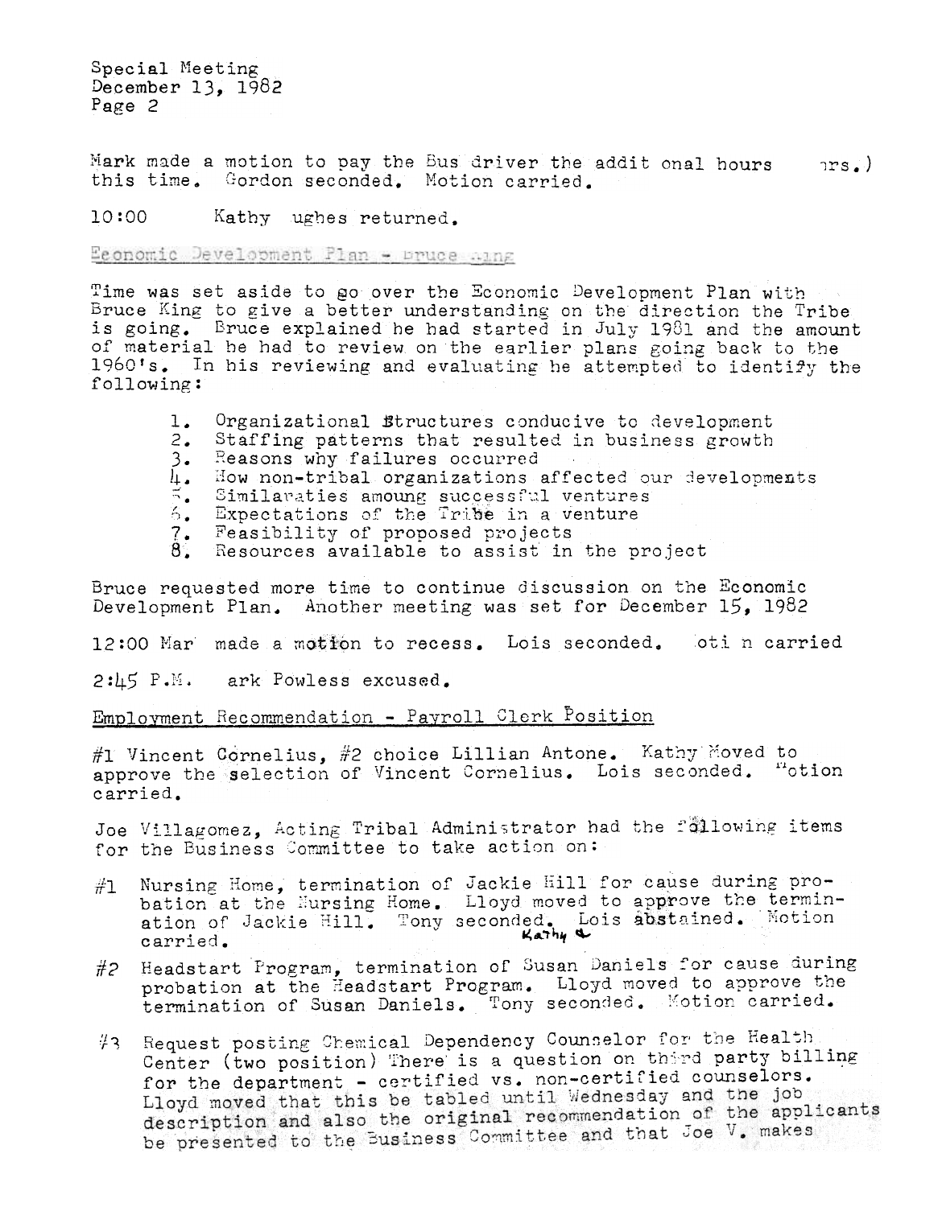Special Meeting
December 13, 1982
Page 2

Mark made a motion to pay the Bus driver the addit onal hours    rs.) this time. Gordon seconded. Motion carried.

10:00 Kathy ughes returned.

Economic Development Plan - Bruce King

Time was set aside to go over the Economic Development Plan with Bruce King to give a better understanding on the direction the Tribe is going. Bruce explained he had started in July 1981 and the amount of material he had to review on the earlier plans going back to the 1960's. In his reviewing and evaluating he attempted to identify the following:

1. Organizational Structures conducive to development
2. Staffing patterns that resulted in business growth
3. Reasons why failures occurred
4. How non-tribal organizations affected our developments
5. Similaraties amoung successful ventures
6. Expectations of the Tribe in a venture
7. Feasibility of proposed projects
8. Resources available to assist in the project

Bruce requested more time to continue discussion on the Economic Development Plan. Another meeting was set for December 15, 1982

12:00 Mar made a motion to recess. Lois seconded. oti n carried

2:45 P.M. ark Powless excused.

Employment Recommendation - Payroll Clerk Position

#1 Vincent Cornelius, #2 choice Lillian Antone. Kathy Moved to approve the selection of Vincent Cornelius. Lois seconded. Motion carried.

Joe Villagomez, Acting Tribal Administrator had the following items for the Business Committee to take action on:

#1 Nursing Home, termination of Jackie Hill for cause during probation at the Nursing Home. Lloyd moved to approve the termination of Jackie Hill. Tony seconded. Lois abstained. Kathy a Motion carried.

#2 Headstart Program, termination of Susan Daniels for cause during probation at the Headstart Program. Lloyd moved to approve the termination of Susan Daniels. Tony seconded. Motion carried.

#3 Request posting Chemical Dependency Counselor for the Health Center (two position) There is a question on third party billing for the department - certified vs. non-certified counselors. Lloyd moved that this be tabled until Wednesday and the job description and also the original recommendation of the applicants be presented to the Business Committee and that Joe V. makes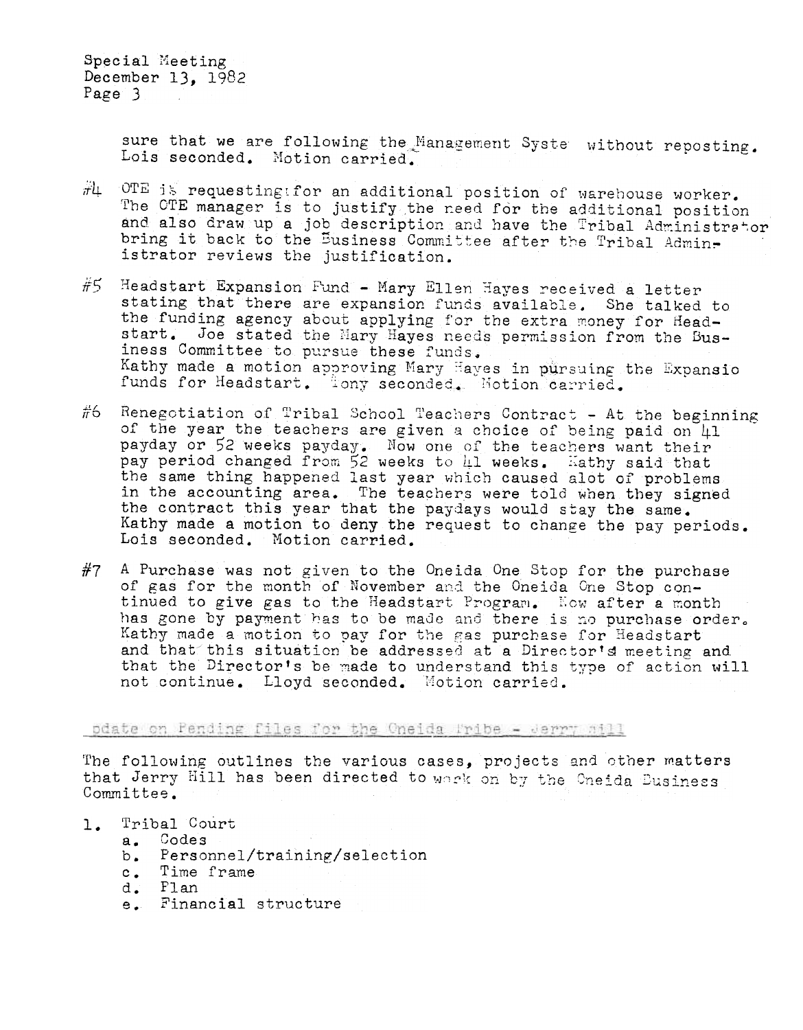sure that we are following the Management Syste without reposting. Lois seconded. Motion carried.

#4 OTE is requesting for an additional position of warehouse worker. The OTE manager is to justify the need for the additional position and also draw up a job description and have the Tribal Administrator bring it back to the Business Committee after the Tribal Administrator reviews the justification.

#5 Headstart Expansion Fund - Mary Ellen Hayes received a letter stating that there are expansion funds available. She talked to the funding agency about applying for the extra money for Headstart. Joe stated the Mary Hayes needs permission from the Business Committee to pursue these funds.
Kathy made a motion approving Mary Hayes in pursuing the Expansio funds for Headstart. Tony seconded. Motion carried.

#6 Renegotiation of Tribal School Teachers Contract - At the beginning of the year the teachers are given a choice of being paid on 41 payday or 52 weeks payday. Now one of the teachers want their pay period changed from 52 weeks to 41 weeks. Kathy said that the same thing happened last year which caused alot of problems in the accounting area. The teachers were told when they signed the contract this year that the paydays would stay the same.
Kathy made a motion to deny the request to change the pay periods. Lois seconded. Motion carried.

#7 A Purchase was not given to the Oneida One Stop for the purchase of gas for the month of November and the Oneida One Stop continued to give gas to the Headstart Program. Now after a month has gone by payment has to be made and there is no purchase order. Kathy made a motion to pay for the gas purchase for Headstart and that this situation be addressed at a Director's meeting and that the Director's be made to understand this type of action will not continue. Lloyd seconded. Motion carried.

Update on Pending files for the Oneida Tribe - Jerry Hill

The following outlines the various cases, projects and other matters that Jerry Hill has been directed to work on by the Oneida Business Committee.

1. Tribal Court
   a. Codes
   b. Personnel/training/selection
   c. Time frame
   d. Plan
   e. Financial structure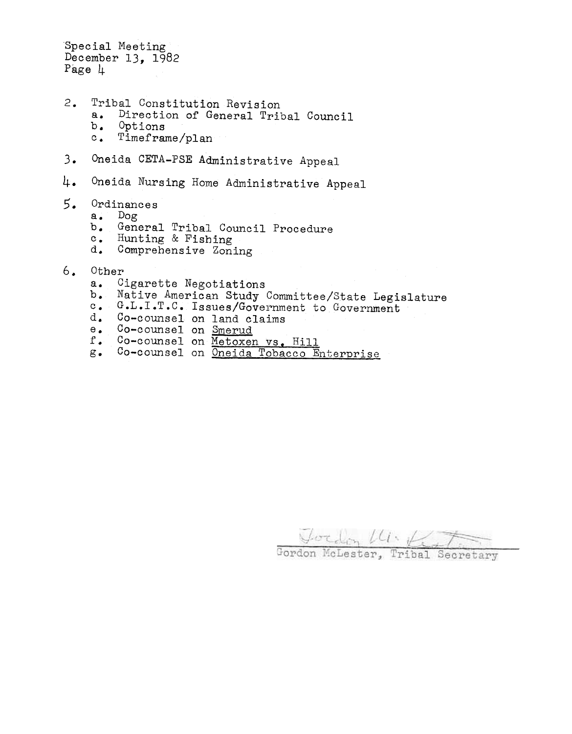Special Meeting
December 13, 1982
Page 4

2. Tribal Constitution Revision
   a. Direction of General Tribal Council
   b. Options
   c. Timeframe/plan

3. Oneida CETA-PSE Administrative Appeal

4. Oneida Nursing Home Administrative Appeal

5. Ordinances
   a. Dog
   b. General Tribal Council Procedure
   c. Hunting & Fishing
   d. Comprehensive Zoning

6. Other
   a. Cigarette Negotiations
   b. Native American Study Committee/State Legislature
   c. G.L.I.T.C. Issues/Government to Government
   d. Co-counsel on land claims
   e. Co-counsel on <u>Smerud</u>
   f. Co-counsel on <u>Metoxen vs. Hill</u>
   g. Co-counsel on <u>Oneida Tobacco Enterprise</u>

Gordon McLester, Tribal Secretary